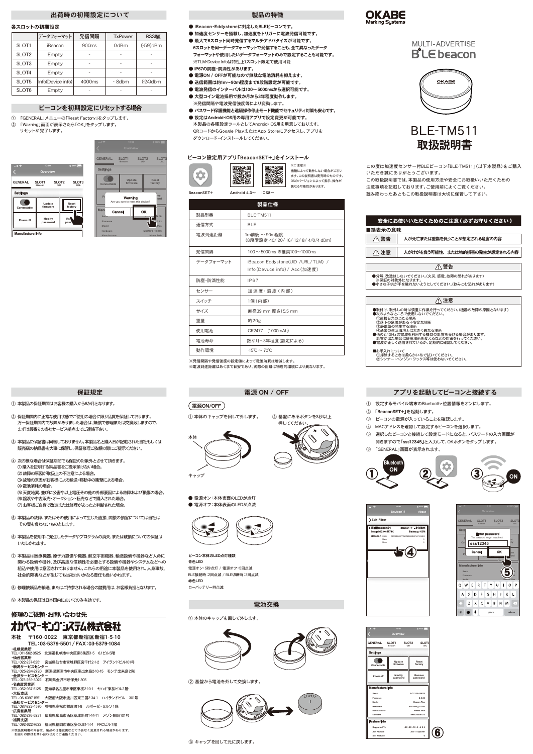# OKABE Marking Systems

MULTI-ADVERTISE
BLE beacon

# BLE-TM511
# 取扱説明書

この度は加速度センサー付BLEビーコン「BLE-TM511」(以下本製品)をご購入いただき誠にありがとうございます。
この取扱説明書では、本製品の使用方法や安全にお取扱いいただくための注意事項を記載しております。ご使用前によくご覧ください。
読み終わったあとも、この取扱説明書は大切に保管して下さい。

## 出荷時の初期設定について

### 各スロットの初期設定

| | データフォーマット | 発信間隔 | TxPower | RSSI値 |
|---|---|---|---|---|
| SLOT1 | iBeacon | 900ms | 0dBm | (-59)dBm |
| SLOT2 | Empty | - | - | - |
| SLOT3 | Empty | - | - | - |
| SLOT4 | Empty | - | - | - |
| SLOT5 | Info(Device info) | 4000ms | -8dbm | (-24)dbm |
| SLOT6 | Empty | - | - | - |

## ビーコンを初期設定にリセットする場合

① 「GENERAL」メニューの「Reset Factory」をタップします。
② 「Warning」画面が表示さたら「OK」をタップします。
リセットが完了します。

## 製品の特徴

- iBeacon・Eddystoneに対応したBLEビーコンです。
- 加速度センサーを搭載し、加速度をトリガーに電波発信可能です。
- 最大で6スロット同時発信するマルチアドバタイズが可能です。
  6スロットを同一データフォーマットで発信することも、全て異なったデータフォーマットや使用したいデータフォーマットのみで設定することも可能です。
  ※TLM・Device Infoは特性上1スロット限定で使用可能
- IP67の防塵・防滴性があります。
- 電源ON / OFFが可能なので無駄な電池消耗を抑えます。
- 送信範囲は約1m〜90m程度まで8段階設定が可能です。
- 電波発信のインターバルは100〜5000msから選択可能です。
- 大型コイン電池採用で数か月から3年程度動作します。
  ※発信間隔や電波発信強度等により変動します。
- パスワード保護機能と遠隔操作停止モード機能でセキュリティ対策も安心です。
- 設定はAndroid・iOS用の専用アプリで設定変更が可能です。
  本製品の各種設定ツールとしてAndroid・iOS用を用意しております。
  QRコードからGoogle PlayまたはApp Storeにアクセスし、アプリをダウンロード・インストールしてください。

## ビーコン設定用アプリ「BeaconSET+」をインストール

BeaconSET+　Android 4.3〜　iOS8〜

※ご注意※
機種によって動作しない場合がございます。この説明書は発売時のものです。OSのバージョンによって表示、操作が異なる可能性があります。

## 製品仕様

| | |
|---|---|
| 製品型番 | BLE-TM511 |
| 通信方式 | BLE |
| 電波到達距離 | 1m前後 〜 90m程度<br>(8段階設定-40/-20/-16/-12/-8/-4/0/4 dBm) |
| 発信間隔 | 100 〜 5000ms ※推奨100〜1000ms |
| データフォーマット | iBeacon Eddystone(UID /URL/TLM) / Info(Devuce info) / Acc(加速度) |
| 防塵・防滴性能 | IP67 |
| センサー | 加速度・温度(内部) |
| スイッチ | 1個(内部) |
| サイズ | 直径39 mm 厚さ15.5 mm |
| 重量 | 約20g |
| 使用電池 | CR2477 (1000mAh) |
| 電池寿命 | 数か月〜3年程度(設定による) |
| 動作環境 | -15℃ 〜 70℃ |

※発信間隔や発信強度の設定値によって電池消耗は増減します。
※電波到達距離はあくまで目安であり、実際の距離は物理的環境により異なります。

## 安全にお使いいただくためのご注意(必ずお守りください)

■絵表示の意味

| | |
|---|---|
| ⚠警告 | 人が死亡または重傷を負うことが想定される危害の内容 |
| ⚠注意 | 人がけがを負う可能性、または物的損害の発生が想定される内容 |

### ⚠警告

- 分解、改造はしないでください。(火災、感電、故障の恐れがあります)
  ※保証の対象外になります。
- 小さな子供が手を触れないようにしてください。(飲みこむ恐れがあります)

### ⚠注意

- 取付け、取外しの時は慎重に作業を行ってください。(機器の故障の原因となります)
- 次のようなところで使用しないでください。
  ①直接日光の当たる場所
  ②落下の危険がある不安定な場所
  ③静電気の発生する場所
  ④通常の生活環境とは大きく異なる場所
- 他の2.4GHzの電波を利用する機器の影響を受ける場合があります。
  影響が出た場合は使用場所を変えるなどの対策を行ってください。
- 電波が正しく送信されているか、定期的に確認してください。

■お手入れについて
①掃除するときは柔らかい布で拭いてください。
②シンナー・ベンジン・ワックス等は使わないでください。

## 保証規定

① 本製品の保証期間はお客様の購入から6か月となります。

② 保証期間内に正常な使用状態でご使用の場合に限り品質を保証しております。
万一保証期間内で故障がありました場合は、無償で修理または交換致しますので、まずは最寄りの当社サービス拠点までご連絡下さい。

③ 本製品に保証書は同梱しておりません。本製品名と購入日が記載された当社もしくは販売店の納品書を大事に保管し、保証修理ご依頼の際にご提示ください。

④ 次の様な場合は保証期間でも保証の対象外とさせて頂きます。
(1) 購入を証明する納品書をご提示頂けない場合。
(2) 故障の原因が取扱上の不注意による場合。
(3) 故障の原因がお客様による輸送・移動中の衝撃による場合。
(4) 電池消耗の場合。
(5) 天変地異、並びに公害や以上電圧その他の外部要因による故障および損傷の場合。
(6) 譲渡や中古販売・オークション・転売などで購入された場合。
(7) お客様ご自身で改造または修理があったと判断された場合。

⑤ 本製品の故障、またはその使用によって生じた直接、間接の損害については当社はその責を負わないものとします。

⑥ 本製品を使用中に発生したデータやプログラムの消失、または破損についての保証はいたしかねます。

⑦ 本製品は医療機器、原子力設備や機器、航空宇宙機器、輸送設備や機器など人命に関わる設備や機器、及び高度な信頼性を必要とする設備や機器やシステムなどへの組込や使用は意図されておりません。これらの用途に本製品を使用され、人身事故、社会的障害などが生じても当社はいかなる責任も負いかねます。

⑧ 修理依頼品を輸送、またはご持参される場合の諸費用は、お客様負担となります。

⑨ 本製品の保証は日本国内においてのみ有効です。

### 修理のご依頼・お問い合わせ先

**オカベマーキングシステム株式会社**

本社　〒160-0022　東京都新宿区新宿1-5-10
TEL：03-5379-5501 / FAX：03-5379-1084

- 札幌営業所
  TEL：011-562-3525　北海道札幌市中央区南6条西1-5　6.1ビル5階
- 仙台営業所
  TEL：022-237-6251　宮城県仙台市宮城野区宮千代2-1-2　アイランドビル101号
- 新潟サービスセンター
  TEL：025-284-2720　新潟県新潟市中央区南出来島2-10-15　モンテ出来島2階
- 金沢サービスセンター
  TEL：076-269-3022　石川県金沢市郷保元1-305
- 名古屋営業所
  TEL：052-937-5125　愛知県名古屋市東区東桜2-10-1　ヤハギ東桜ビル2階
- 大阪支店
  TEL：06-6397-1551　大阪府大阪市淀川区東三国2-34-1　ハイランドビル　301号
- 高松サービスセンター
  TEL：087-823-4570　香川県高松市鶴屋町1-8　ルボーゼ・セルソ1階
- 広島営業所
  TEL：082-276-5231　広島県広島市西区草津新町1-14-11　メゾン網岡101号
- 福岡支店
  TEL：092-622-7622　福岡県福岡市東区多の津1-14-1　FRCビル7階

※取扱説明書の内容は、製品の仕様変更などで予告なく変更される場合があります。
お困りの際はお問い合わせ先にご連絡ください。

## 電源 ON / OFF

### 電源ON/OFF

① 本体のキャップを回して外します。
② 基盤にあるボタンを3秒以上押してください。

本体
キャップ

- 電源オン：本体表面のLEDが点灯
- 電源オフ：本体表面のLEDが点滅

**ビーコン本体のLED点灯種類**
**青色LED**
電源オン：5秒点灯 / 電源オフ：5回点滅
BLE接続時：2回点滅 / BLE切断時：3回点滅
**赤色LED**
ローバッテリー時点滅

## 電池交換

① 本体のキャップを回して外します。

② 基盤から電池を外して交換します。

③ キャップを回して元に戻します。

## アプリを起動してビーコンと接続する

① 設定するモバイル端末のBluetooth・位置情報をオンにします。
② 「BeaconSET+」を起動します。
③ ビーコンの電源が入っていることを確認します。
④ MACアドレスを確認して設定するビーコンを選択します。
⑤ 選択したビーコンと接続して設定モードになると、パスワードの入力画面が開きますので「sss12345」と入力して、OKボタンをタップします。
⑥ 「GENERAL」画面が表示されます。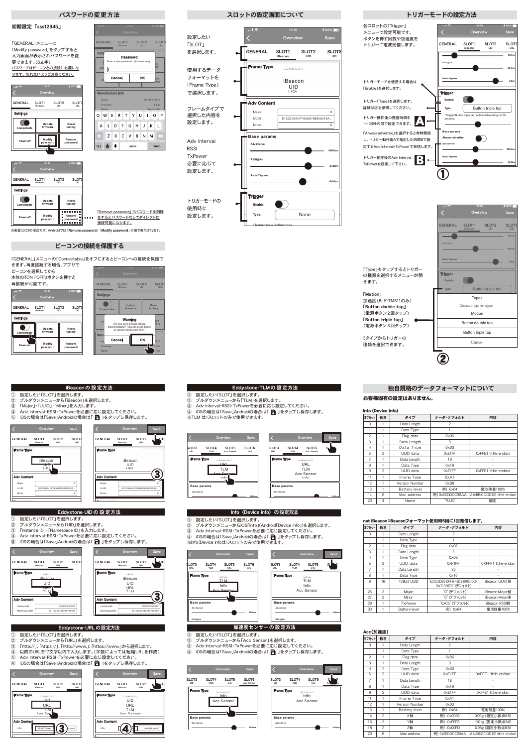## パスワードの変更方法

初期設定「sss12345」

「GENERAL」メニューの「Modify password」をタップすると入力画面が表示されパスワードを変更できます。(8文字)
パスワードはビーコンとの接続に必要になります。忘れないよう注意ください。

「Remove password」でパスワードを削除をするとパスワードなしでダイレクトに接続可能になります。

※画面はiOSの場合です。Androidでは「Remove password」「Modify password」の順で表示されます。

## ビーコンの接続を保護する

「GENERAL」メニューの「Connectable」をオフにするとビーコンへの接続を保護できます。再度接続する場合、アプリでビーコンを選択してから本体の「ON / OFF」ボタンを押すと再接続が可能です。

## スロットの設定画面について

設定したい「SLOT」を選択します。

使用するデータフォーマットを「Frame Type」で選択します。

フレームタイプで選択した内容を設定します。

Adv Interval
RSSI
TxPower
必要に応じて設定します。

トリガーモードの使用時に設定します。

## トリガーモードの設定方法

各スロットの「Trigger」メニューで設定可能です。ボタンを押す回数や加速度をトリガーに電波発信します。

トリガーモードを使用する場合は「Enable」を選択します。

トリガー「Type」を選択します。詳細は②を参照してください。

トリガー動作後の発信時間を1〜60秒の間で設定できます。 A

「Always advertise」を選択すると常時発信し、トリガー動作後Aで指定した時間Bで設定するAdv Interval・TxPowerで発信します。

トリガー動作後のAdv Interval TxPowerを設定して下さい。 B

①

「Type」をタップするとトリガーの種類を選択するメニューが開きます。

「Motion」
加速度(BLE-TM511のみ)
「Button double tap」
(電源ボタン2回タップ)
「Button triple tap」
(電源ボタン3回タップ)

3タイプからトリガーの種類を選択できます。

②

## iBeaconの 設定方法

① 設定したい「SLOT」を選択します。
② プルダウンメニューから「iBeacon」を選択します。
③ 「Major」・「UUID」・「Minor」を入力します。
④ Adv Interval・RSSI・TxPowerを必要に応じ設定してください。
⑤ iOSの場合は「Save」Androidの場合は「 」をタップし保存します。

## Eddystone-UIDの 設定方法

① 設定したい「SLOT」を選択します。
② プルダウンメニューから「UID」を選択します。
③ 「Instance ID」・「Namespace ID」を入力します。
④ Adv Interval・RSSI・TxPowerを必要に応じ設定してください。
⑤ iOSの場合は「Save」Androidの場合は「 」をタップし保存します。

## Eddystone-URLの 設定方法

① 設定したい「SLOT」を選択します。
② プルダウンメニューから「URL」を選択します。
③ 「http://」、「https://」、「http://www.」、「https://www.」から選択します。
④ 以降のURLを17文字以内で入力します。(字数によっては短縮URLを作成)
⑤ Adv Interval・RSSI・TxPowerを必要に応じ設定してください。
⑥ iOSの場合は「Save」Androidの場合は「 」をタップし保存します。

## Eddystone-TLMの 設定方法

① 設定したい「SLOT」を選択します。
② プルダウンメニューから「TLM」を選択します。
③ Adv Interval・RSSI・TxPowerを必要に応じ設定してください。
④ iOSの場合は「Save」Androidの場合は「 」をタップし保存します。
※TLMは1スロットのみで使用できます。

## Info(Device info)の 設定方法

① 設定したい「SLOT」を選択します。
② プルダウンメニューからiOSで「Info」(Androidで「Device info」)を選択します。
③ Adv Interval・RSSI・TxPowerを必要に応じ設定してください。
④ iOSの場合は「Save」Androidの場合は「 」をタップし保存します。
※Info(Device info)は1スロットのみで使用できます。

## 加速度センサーの 設定方法

① 設定したい「SLOT」を選択します。
② プルダウンメニューから「Acc Sensor」を選択します。
③ Adv Interval・RSSI・TxPowerを必要に応じ設定してください。
④ iOSの場合は「Save」Androidの場合は「 」をタップし保存します。

## 独自規格のデータフォーマットについて

**お客様固有の設定はありません。**

**Info (Device info)**

| オフセット | 長さ | タイプ | データ・デフォルト | 内容 |
|---|---|---|---|---|
| 0 | 1 | Data Length | 2 | - |
| 1 | 1 | Data Type | 1 | - |
| 2 | 1 | Flag data | 0x06 | - |
| 3 | 1 | Data Length | 3 | - |
| 4 | 1 | Data Type | 0x03 | - |
| 5 | 2 | UUID data | 0xE1FF | 0xFFE1 little-endian |
| 7 | 1 | Data Length | 16 | - |
| 8 | 1 | Data Type | 0x16 | - |
| 9 | 2 | UUID data | 0xE1FF | 0xFFE1 little-endian |
| 11 | 1 | Frame Type | 0xA1 | - |
| 12 | 1 | Version Number | 0x08 | - |
| 13 | 1 | Battery level | 例) 0x64 | 電池残量100% |
| 14 | 6 | Mac address | 例) 0xEEDDCCBBAA | AA:BB:CC:DD:EE little-endian |
| 20 | 4 | Name | "PLUS" | 固定 |

**not iBeacon:iBeaconフォーマット使用時5回に1回発信します。**

| オフセット | 長さ | タイプ | データ・デフォルト | 内容 |
|---|---|---|---|---|
| 0 | 1 | Data Length | 2 | - |
| 1 | 1 | Data Type | 1 | - |
| 2 | 1 | Flag data | 0x06 | - |
| 3 | 1 | Data Length | 3 | - |
| 4 | 1 | Data Type | 0x03 | - |
| 5 | 2 | UUID data | 0xF1FF | 0XFFF1 little-endian |
| 7 | 1 | Data Length | 23 | - |
| 8 | 1 | Data Type | 0x16 | - |
| 9 | 16 | 128bit UUID | "E2C56DB5-DFFB-48D2-B060-D0F5A71096E0"(デフォルト) | iBeacon UUID値 |
| 25 | 2 | Major | "0"(デフォルト) | iBeacon Major値 |
| 27 | 2 | Minor | "0"(デフォルト) | iBeacon Minor値 |
| 29 | 1 | TxPower | "0xC5"(デフォルト) | iBeacon RSSI値 |
| 30 | 1 | Battery level | 例) 0x64 | 電池残量100% |

**Acc(加速度)**

| オフセット | 長さ | タイプ | データ・デフォルト | 内容 |
|---|---|---|---|---|
| 0 | 1 | Data Length | 2 | - |
| 1 | 1 | Data Type | 1 | - |
| 2 | 1 | Flag data | 0x06 | - |
| 3 | 1 | Data Length | 3 | - |
| 4 | 1 | Data Type | 0x03 | - |
| 5 | 2 | UUID data | 0xE1FF | 0xFFE1 little-endian |
| 7 | 1 | Data Length | 18 | - |
| 8 | 1 | Data Type | 0x16 | - |
| 9 | 2 | UUID data | 0xE1FF | 0xFFE1 little-endian |
| 11 | 1 | Frame Type | 0xA1 | - |
| 12 | 1 | Version Number | 0x03 | - |
| 13 | 1 | Battery level | 例) 0x64 | 電池残量100% |
| 14 | 2 | X軸 | 例) 0x0000 | 0.00g (固定小数点8.8) |
| 16 | 2 | Y軸 | 例) 0xFFFE | -0.01g (固定小数点8.8) |
| 18 | 2 | Z軸 | 例) 0x00FD | 0.96g (固定小数点8.8) |
| 20 | 6 | Mac address | 例) 0xEEDDCCBBAA | AA:BB:CC:DD:EE little-endian |